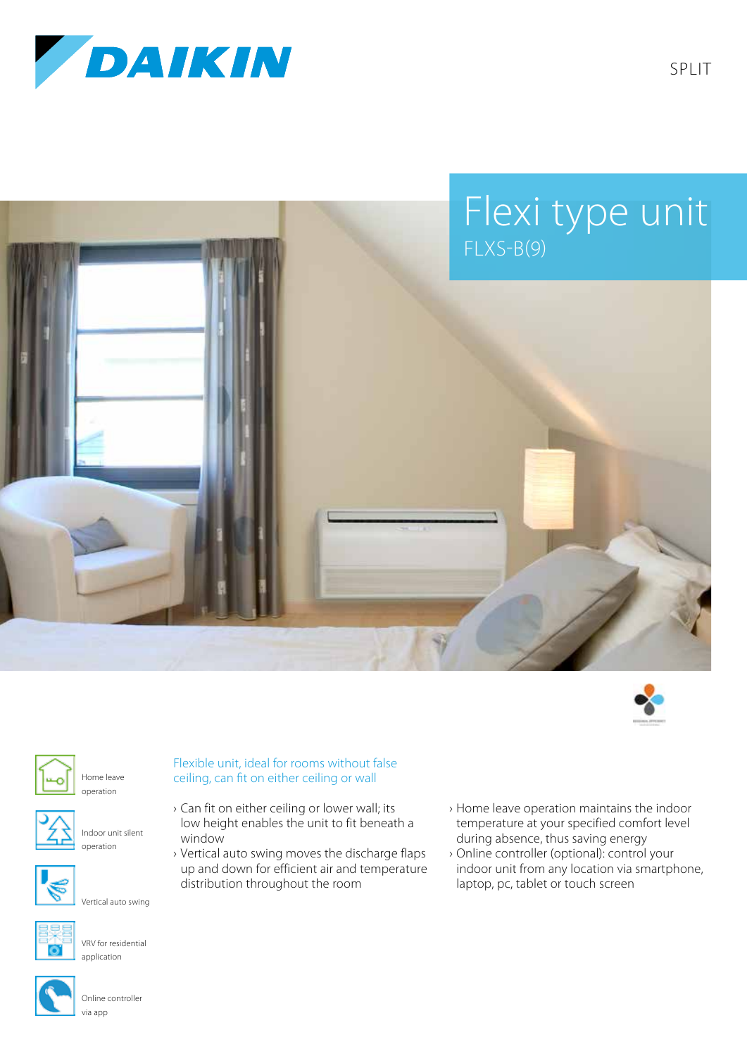DAIKIN

SPLIT

# Flexi type unit

## FLXS-B(9)

Home leave operation

Indoor unit silent operation

Vertical auto swing

VRV for residential application

Online controller via app

### Flexible unit, ideal for rooms without false ceiling, can fit on either ceiling or wall

- Can fit on either ceiling or lower wall; its low height enables the unit to fit beneath a window
- Vertical auto swing moves the discharge flaps up and down for efficient air and temperature distribution throughout the room
- Home leave operation maintains the indoor temperature at your specified comfort level during absence, thus saving energy
- Online controller (optional): control your indoor unit from any location via smartphone, laptop, pc, tablet or touch screen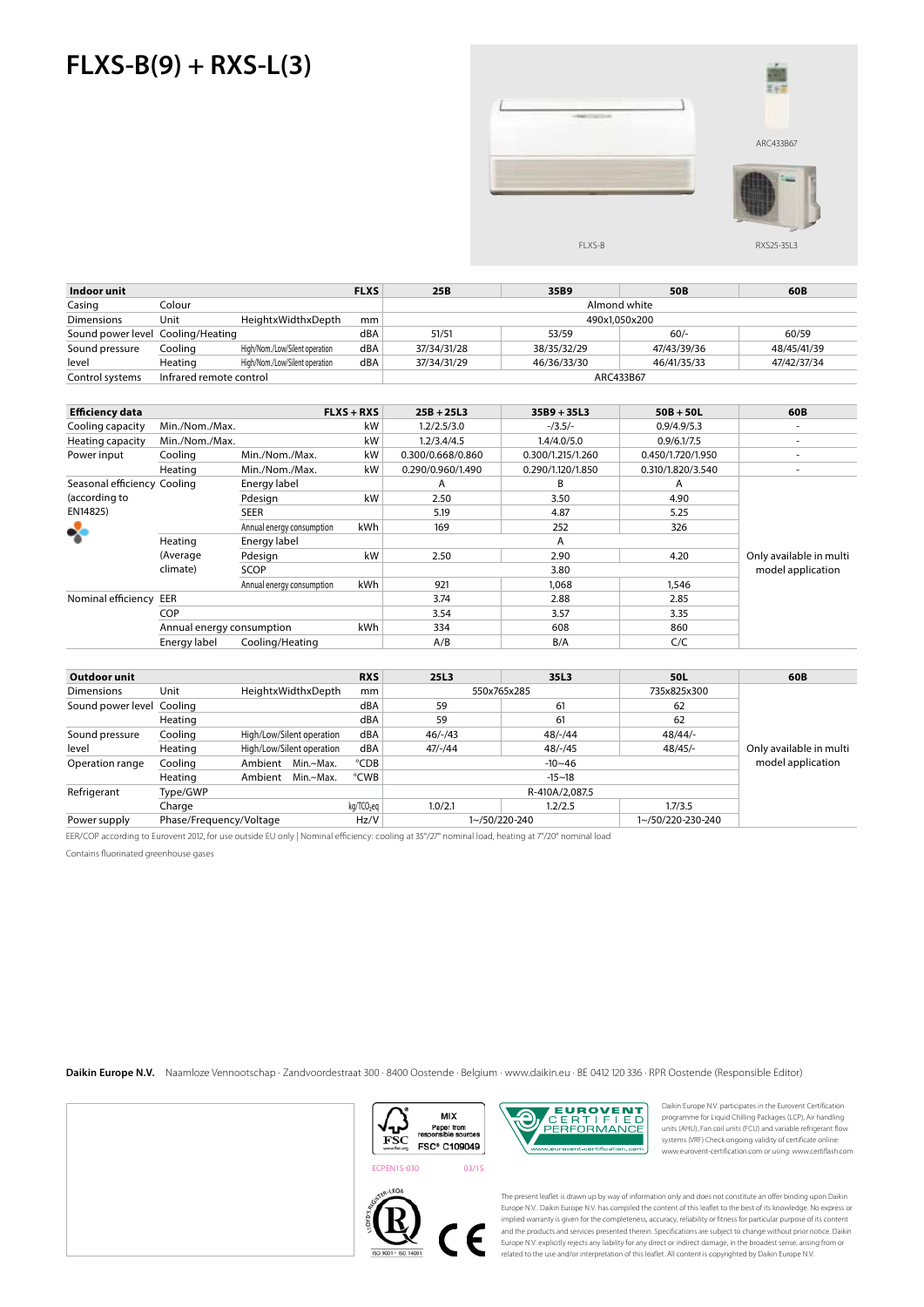# FLXS-B(9) + RXS-L(3)

ARC433B67

FLXS-B

RXS25-35L3

| Indoor unit | | | | FLXS | 25B | 35B9 | 50B | 60B |
|---|---|---|---|---|---|---|---|---|
| Casing | Colour | | | | Almond white | | | |
| Dimensions | Unit | HeightxWidthxDepth | | mm | 490x1,050x200 | | | |
| Sound power level | Cooling/Heating | | | dBA | 51/51 | 53/59 | 60/- | 60/59 |
| Sound pressure level | Cooling | High/Nom./Low/Silent operation | | dBA | 37/34/31/28 | 38/35/32/29 | 47/43/39/36 | 48/45/41/39 |
| | Heating | High/Nom./Low/Silent operation | | dBA | 37/34/31/29 | 46/36/33/30 | 46/41/35/33 | 47/42/37/34 |
| Control systems | Infrared remote control | | | | ARC433B67 | | | |

| Efficiency data | | | | FLXS + RXS | 25B + 25L3 | 35B9 + 35L3 | 50B + 50L | 60B |
|---|---|---|---|---|---|---|---|---|
| Cooling capacity | Min./Nom./Max. | | | kW | 1.2/2.5/3.0 | -/3.5/- | 0.9/4.9/5.3 | - |
| Heating capacity | Min./Nom./Max. | | | kW | 1.2/3.4/4.5 | 1.4/4.0/5.0 | 0.9/6.1/7.5 | - |
| Power input | Cooling | Min./Nom./Max. | | kW | 0.300/0.668/0.860 | 0.300/1.215/1.260 | 0.450/1.720/1.950 | - |
| | Heating | Min./Nom./Max. | | kW | 0.290/0.960/1.490 | 0.290/1.120/1.850 | 0.310/1.820/3.540 | - |
| Seasonal efficiency (according to EN14825) | Cooling | Energy label | | | A | B | A | Only available in multi model application |
| | | Pdesign | | kW | 2.50 | 3.50 | 4.90 | |
| | | SEER | | | 5.19 | 4.87 | 5.25 | |
| | | Annual energy consumption | | kWh | 169 | 252 | 326 | |
| | Heating (Average climate) | Energy label | | | A | | | |
| | | Pdesign | | kW | 2.50 | 2.90 | 4.20 | |
| | | SCOP | | | 3.80 | | | |
| | | Annual energy consumption | | kWh | 921 | 1,068 | 1,546 | |
| Nominal efficiency | EER | | | | 3.74 | 2.88 | 2.85 | |
| | COP | | | | 3.54 | 3.57 | 3.35 | |
| | Annual energy consumption | | | kWh | 334 | 608 | 860 | |
| | Energy label | Cooling/Heating | | | A/B | B/A | C/C | |

| Outdoor unit | | | | RXS | 25L3 | 35L3 | 50L | 60B |
|---|---|---|---|---|---|---|---|---|
| Dimensions | Unit | HeightxWidthxDepth | | mm | 550x765x285 | | 735x825x300 | Only available in multi model application |
| Sound power level | Cooling | | | dBA | 59 | 61 | 62 | |
| | Heating | | | dBA | 59 | 61 | 62 | |
| Sound pressure level | Cooling | High/Low/Silent operation | | dBA | 46/-/43 | 48/-/44 | 48/44/- | |
| | Heating | High/Low/Silent operation | | dBA | 47/-/44 | 48/-/45 | 48/45/- | |
| Operation range | Cooling | Ambient | Min.~Max. | °CDB | -10~46 | | | |
| | Heating | Ambient | Min.~Max. | °CWB | -15~18 | | | |
| Refrigerant | Type/GWP | | | | R-410A/2,087.5 | | | |
| | Charge | | | kg/TCO₂eq | 1.0/2.1 | 1.2/2.5 | 1.7/3.5 | |
| Power supply | Phase/Frequency/Voltage | | | Hz/V | 1~/50/220-240 | | 1~/50/220-230-240 | |

EER/COP according to Eurovent 2012, for use outside EU only | Nominal efficiency: cooling at 35°/27° nominal load, heating at 7°/20° nominal load

Contains fluorinated greenhouse gases

**Daikin Europe N.V.** Naamloze Vennootschap · Zandvoordestraat 300 · 8400 Oostende · Belgium · www.daikin.eu · BE 0412 120 336 · RPR Oostende (Responsible Editor)

MIX Paper from responsible sources FSC® C109049

ECPEN15-030 03/15

EUROVENT CERTIFIED PERFORMANCE www.eurovent-certification.com

Daikin Europe N.V. participates in the Eurovent Certification programme for Liquid Chilling Packages (LCP), Air handling units (AHU), Fan coil units (FCU) and variable refrigerant flow systems (VRF) Check ongoing validity of certificate online: www.eurovent-certification.com or using: www.certiflash.com

ISO 9001 · ISO 14001

The present leaflet is drawn up by way of information only and does not constitute an offer binding upon Daikin Europe N.V.. Daikin Europe N.V. has compiled the content of this leaflet to the best of its knowledge. No express or implied warranty is given for the completeness, accuracy, reliability or fitness for particular purpose of its content and the products and services presented therein. Specifications are subject to change without prior notice. Daikin Europe N.V. explicitly rejects any liability for any direct or indirect damage, in the broadest sense, arising from or related to the use and/or interpretation of this leaflet. All content is copyrighted by Daikin Europe N.V.